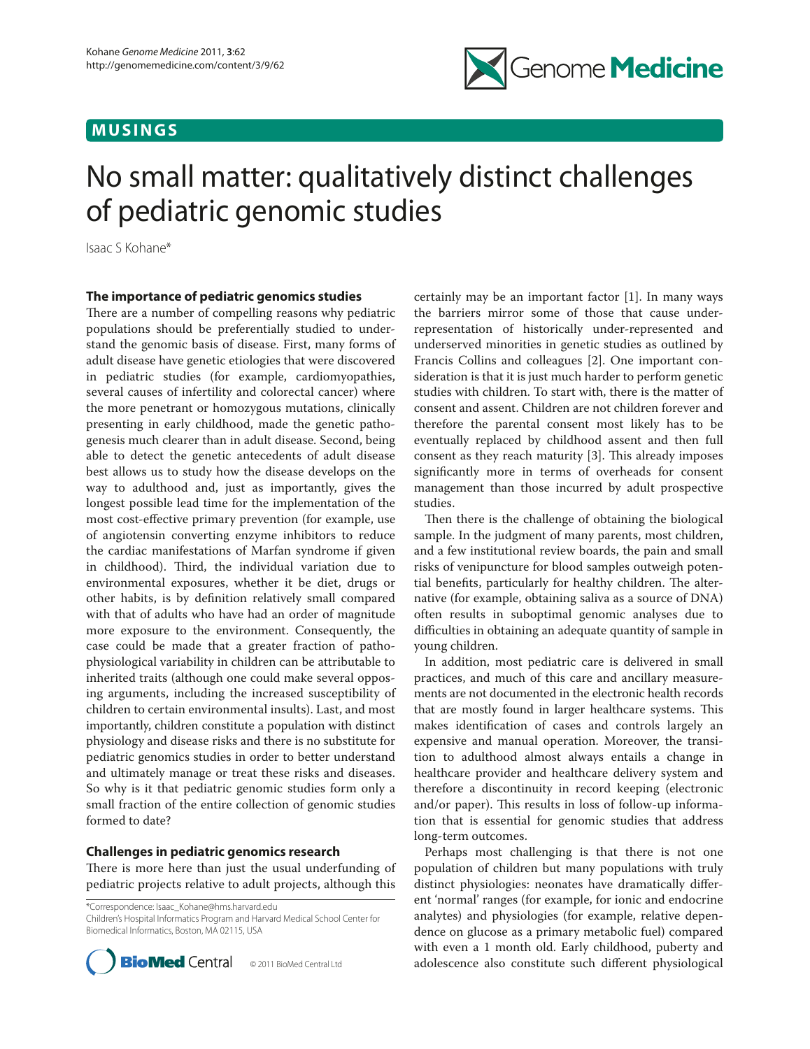## MUSINGS

# No small matter: qualitatively distinct challenges of pediatric genomic studies

Isaac S Kohane*

### The importance of pediatric genomics studies

There are a number of compelling reasons why pediatric populations should be preferentially studied to understand the genomic basis of disease. First, many forms of adult disease have genetic etiologies that were discovered in pediatric studies (for example, cardiomyopathies, several causes of infertility and colorectal cancer) where the more penetrant or homozygous mutations, clinically presenting in early childhood, made the genetic pathogenesis much clearer than in adult disease. Second, being able to detect the genetic antecedents of adult disease best allows us to study how the disease develops on the way to adulthood and, just as importantly, gives the longest possible lead time for the implementation of the most cost-effective primary prevention (for example, use of angiotensin converting enzyme inhibitors to reduce the cardiac manifestations of Marfan syndrome if given in childhood). Third, the individual variation due to environmental exposures, whether it be diet, drugs or other habits, is by definition relatively small compared with that of adults who have had an order of magnitude more exposure to the environment. Consequently, the case could be made that a greater fraction of pathophysiological variability in children can be attributable to inherited traits (although one could make several opposing arguments, including the increased susceptibility of children to certain environmental insults). Last, and most importantly, children constitute a population with distinct physiology and disease risks and there is no substitute for pediatric genomics studies in order to better understand and ultimately manage or treat these risks and diseases. So why is it that pediatric genomic studies form only a small fraction of the entire collection of genomic studies formed to date?

### Challenges in pediatric genomics research

There is more here than just the usual underfunding of pediatric projects relative to adult projects, although this certainly may be an important factor [1]. In many ways the barriers mirror some of those that cause under-representation of historically under-represented and underserved minorities in genetic studies as outlined by Francis Collins and colleagues [2]. One important consideration is that it is just much harder to perform genetic studies with children. To start with, there is the matter of consent and assent. Children are not children forever and therefore the parental consent most likely has to be eventually replaced by childhood assent and then full consent as they reach maturity [3]. This already imposes significantly more in terms of overheads for consent management than those incurred by adult prospective studies.

Then there is the challenge of obtaining the biological sample. In the judgment of many parents, most children, and a few institutional review boards, the pain and small risks of venipuncture for blood samples outweigh potential benefits, particularly for healthy children. The alternative (for example, obtaining saliva as a source of DNA) often results in suboptimal genomic analyses due to difficulties in obtaining an adequate quantity of sample in young children.

In addition, most pediatric care is delivered in small practices, and much of this care and ancillary measurements are not documented in the electronic health records that are mostly found in larger healthcare systems. This makes identification of cases and controls largely an expensive and manual operation. Moreover, the transition to adulthood almost always entails a change in healthcare provider and healthcare delivery system and therefore a discontinuity in record keeping (electronic and/or paper). This results in loss of follow-up information that is essential for genomic studies that address long-term outcomes.

Perhaps most challenging is that there is not one population of children but many populations with truly distinct physiologies: neonates have dramatically different 'normal' ranges (for example, for ionic and endocrine analytes) and physiologies (for example, relative dependence on glucose as a primary metabolic fuel) compared with even a 1 month old. Early childhood, puberty and adolescence also constitute such different physiological

*Correspondence: Isaac_Kohane@hms.harvard.edu
Children's Hospital Informatics Program and Harvard Medical School Center for Biomedical Informatics, Boston, MA 02115, USA

© 2011 BioMed Central Ltd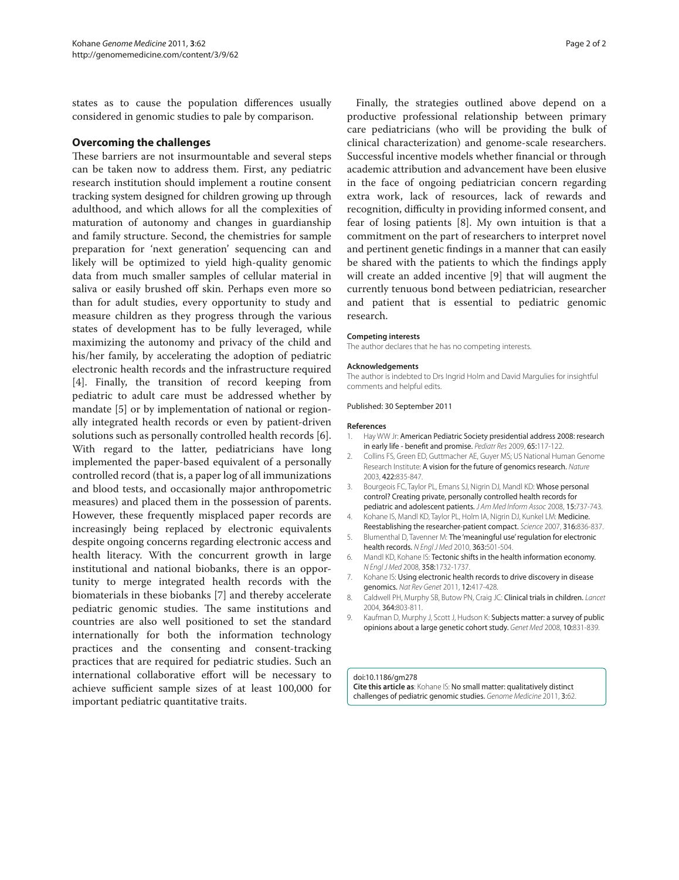states as to cause the population differences usually considered in genomic studies to pale by comparison.

## Overcoming the challenges

These barriers are not insurmountable and several steps can be taken now to address them. First, any pediatric research institution should implement a routine consent tracking system designed for children growing up through adulthood, and which allows for all the complexities of maturation of autonomy and changes in guardianship and family structure. Second, the chemistries for sample preparation for 'next generation' sequencing can and likely will be optimized to yield high-quality genomic data from much smaller samples of cellular material in saliva or easily brushed off skin. Perhaps even more so than for adult studies, every opportunity to study and measure children as they progress through the various states of development has to be fully leveraged, while maximizing the autonomy and privacy of the child and his/her family, by accelerating the adoption of pediatric electronic health records and the infrastructure required [4]. Finally, the transition of record keeping from pediatric to adult care must be addressed whether by mandate [5] or by implementation of national or regionally integrated health records or even by patient-driven solutions such as personally controlled health records [6]. With regard to the latter, pediatricians have long implemented the paper-based equivalent of a personally controlled record (that is, a paper log of all immunizations and blood tests, and occasionally major anthropometric measures) and placed them in the possession of parents. However, these frequently misplaced paper records are increasingly being replaced by electronic equivalents despite ongoing concerns regarding electronic access and health literacy. With the concurrent growth in large institutional and national biobanks, there is an opportunity to merge integrated health records with the biomaterials in these biobanks [7] and thereby accelerate pediatric genomic studies. The same institutions and countries are also well positioned to set the standard internationally for both the information technology practices and the consenting and consent-tracking practices that are required for pediatric studies. Such an international collaborative effort will be necessary to achieve sufficient sample sizes of at least 100,000 for important pediatric quantitative traits.

Finally, the strategies outlined above depend on a productive professional relationship between primary care pediatricians (who will be providing the bulk of clinical characterization) and genome-scale researchers. Successful incentive models whether financial or through academic attribution and advancement have been elusive in the face of ongoing pediatrician concern regarding extra work, lack of resources, lack of rewards and recognition, difficulty in providing informed consent, and fear of losing patients [8]. My own intuition is that a commitment on the part of researchers to interpret novel and pertinent genetic findings in a manner that can easily be shared with the patients to which the findings apply will create an added incentive [9] that will augment the currently tenuous bond between pediatrician, researcher and patient that is essential to pediatric genomic research.

#### Competing interests

The author declares that he has no competing interests.

#### Acknowledgements

The author is indebted to Drs Ingrid Holm and David Margulies for insightful comments and helpful edits.

Published: 30 September 2011

#### References

1. Hay WW Jr: **American Pediatric Society presidential address 2008: research in early life - benefit and promise.** *Pediatr Res* 2009, **65:**117-122.
2. Collins FS, Green ED, Guttmacher AE, Guyer MS; US National Human Genome Research Institute: **A vision for the future of genomics research.** *Nature* 2003, **422:**835-847.
3. Bourgeois FC, Taylor PL, Emans SJ, Nigrin DJ, Mandl KD: **Whose personal control? Creating private, personally controlled health records for pediatric and adolescent patients.** *J Am Med Inform Assoc* 2008, **15:**737-743.
4. Kohane IS, Mandl KD, Taylor PL, Holm IA, Nigrin DJ, Kunkel LM: **Medicine. Reestablishing the researcher-patient compact.** *Science* 2007, **316:**836-837.
5. Blumenthal D, Tavenner M: **The 'meaningful use' regulation for electronic health records.** *N Engl J Med* 2010, **363:**501-504.
6. Mandl KD, Kohane IS: **Tectonic shifts in the health information economy.** *N Engl J Med* 2008, **358:**1732-1737.
7. Kohane IS: **Using electronic health records to drive discovery in disease genomics.** *Nat Rev Genet* 2011, **12:**417-428.
8. Caldwell PH, Murphy SB, Butow PN, Craig JC: **Clinical trials in children.** *Lancet* 2004, **364:**803-811.
9. Kaufman D, Murphy J, Scott J, Hudson K: **Subjects matter: a survey of public opinions about a large genetic cohort study.** *Genet Med* 2008, **10:**831-839.

doi:10.1186/gm278

**Cite this article as**: Kohane IS: **No small matter: qualitatively distinct challenges of pediatric genomic studies.** *Genome Medicine* 2011, **3:**62.